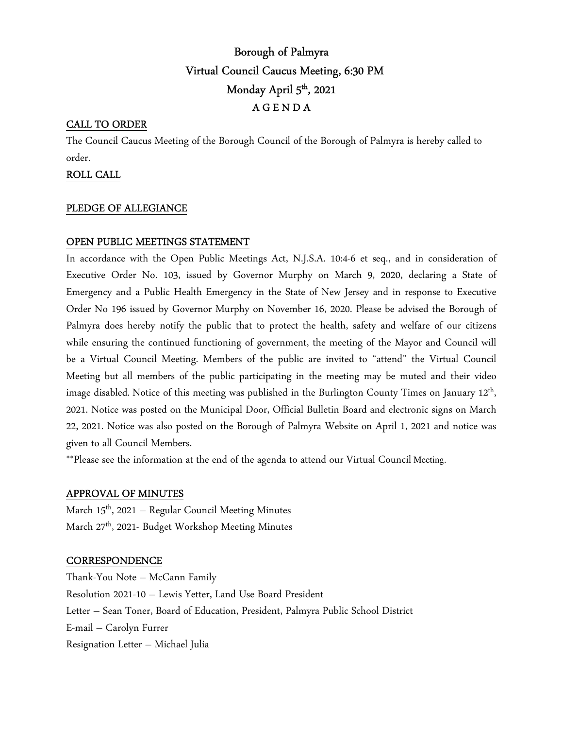# Borough of Palmyra
## Virtual Council Caucus Meeting, 6:30 PM
## Monday April 5th, 2021
## A G E N D A

**CALL TO ORDER**

The Council Caucus Meeting of the Borough Council of the Borough of Palmyra is hereby called to order.

**ROLL CALL**

**PLEDGE OF ALLEGIANCE**

**OPEN PUBLIC MEETINGS STATEMENT**

In accordance with the Open Public Meetings Act, N.J.S.A. 10:4-6 et seq., and in consideration of Executive Order No. 103, issued by Governor Murphy on March 9, 2020, declaring a State of Emergency and a Public Health Emergency in the State of New Jersey and in response to Executive Order No 196 issued by Governor Murphy on November 16, 2020. Please be advised the Borough of Palmyra does hereby notify the public that to protect the health, safety and welfare of our citizens while ensuring the continued functioning of government, the meeting of the Mayor and Council will be a Virtual Council Meeting. Members of the public are invited to "attend" the Virtual Council Meeting but all members of the public participating in the meeting may be muted and their video image disabled. Notice of this meeting was published in the Burlington County Times on January 12th, 2021. Notice was posted on the Municipal Door, Official Bulletin Board and electronic signs on March 22, 2021. Notice was also posted on the Borough of Palmyra Website on April 1, 2021 and notice was given to all Council Members.

**Please see the information at the end of the agenda to attend our Virtual Council Meeting.

**APPROVAL OF MINUTES**

March 15th, 2021 – Regular Council Meeting Minutes
March 27th, 2021- Budget Workshop Meeting Minutes

**CORRESPONDENCE**

Thank-You Note – McCann Family
Resolution 2021-10 – Lewis Yetter, Land Use Board President
Letter – Sean Toner, Board of Education, President, Palmyra Public School District
E-mail – Carolyn Furrer
Resignation Letter – Michael Julia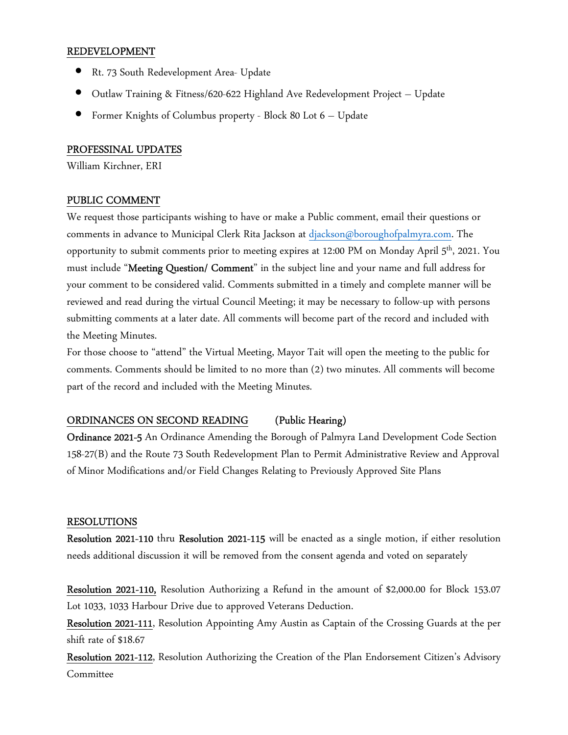## REDEVELOPMENT

- Rt. 73 South Redevelopment Area- Update
- Outlaw Training & Fitness/620-622 Highland Ave Redevelopment Project – Update
- Former Knights of Columbus property - Block 80 Lot 6 – Update

## PROFESSINAL UPDATES

William Kirchner, ERI

## PUBLIC COMMENT

We request those participants wishing to have or make a Public comment, email their questions or comments in advance to Municipal Clerk Rita Jackson at djackson@boroughofpalmyra.com. The opportunity to submit comments prior to meeting expires at 12:00 PM on Monday April 5th, 2021. You must include "**Meeting Question/ Comment**" in the subject line and your name and full address for your comment to be considered valid. Comments submitted in a timely and complete manner will be reviewed and read during the virtual Council Meeting; it may be necessary to follow-up with persons submitting comments at a later date. All comments will become part of the record and included with the Meeting Minutes.

For those choose to "attend" the Virtual Meeting, Mayor Tait will open the meeting to the public for comments. Comments should be limited to no more than (2) two minutes. All comments will become part of the record and included with the Meeting Minutes.

## ORDINANCES ON SECOND READING (Public Hearing)

**Ordinance 2021-5** An Ordinance Amending the Borough of Palmyra Land Development Code Section 158-27(B) and the Route 73 South Redevelopment Plan to Permit Administrative Review and Approval of Minor Modifications and/or Field Changes Relating to Previously Approved Site Plans

## RESOLUTIONS

**Resolution 2021-110** thru **Resolution 2021-115** will be enacted as a single motion, if either resolution needs additional discussion it will be removed from the consent agenda and voted on separately

**Resolution 2021-110,** Resolution Authorizing a Refund in the amount of $2,000.00 for Block 153.07 Lot 1033, 1033 Harbour Drive due to approved Veterans Deduction.

**Resolution 2021-111**, Resolution Appointing Amy Austin as Captain of the Crossing Guards at the per shift rate of $18.67

**Resolution 2021-112**, Resolution Authorizing the Creation of the Plan Endorsement Citizen's Advisory Committee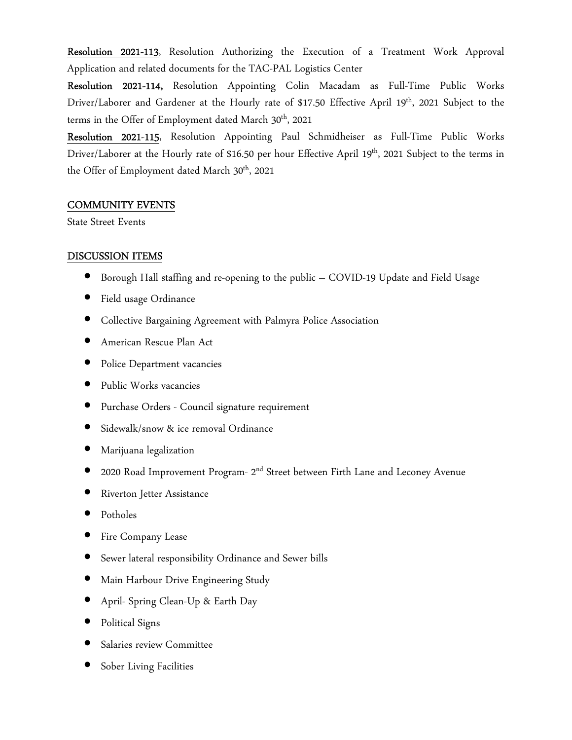**Resolution 2021-113**, Resolution Authorizing the Execution of a Treatment Work Approval Application and related documents for the TAC-PAL Logistics Center

**Resolution 2021-114,** Resolution Appointing Colin Macadam as Full-Time Public Works Driver/Laborer and Gardener at the Hourly rate of $17.50 Effective April 19th, 2021 Subject to the terms in the Offer of Employment dated March 30th, 2021

**Resolution 2021-115**, Resolution Appointing Paul Schmidheiser as Full-Time Public Works Driver/Laborer at the Hourly rate of $16.50 per hour Effective April 19th, 2021 Subject to the terms in the Offer of Employment dated March 30th, 2021

## COMMUNITY EVENTS

State Street Events

## DISCUSSION ITEMS

- Borough Hall staffing and re-opening to the public – COVID-19 Update and Field Usage
- Field usage Ordinance
- Collective Bargaining Agreement with Palmyra Police Association
- American Rescue Plan Act
- Police Department vacancies
- Public Works vacancies
- Purchase Orders - Council signature requirement
- Sidewalk/snow & ice removal Ordinance
- Marijuana legalization
- 2020 Road Improvement Program- 2nd Street between Firth Lane and Leconey Avenue
- Riverton Jetter Assistance
- Potholes
- Fire Company Lease
- Sewer lateral responsibility Ordinance and Sewer bills
- Main Harbour Drive Engineering Study
- April- Spring Clean-Up & Earth Day
- Political Signs
- Salaries review Committee
- Sober Living Facilities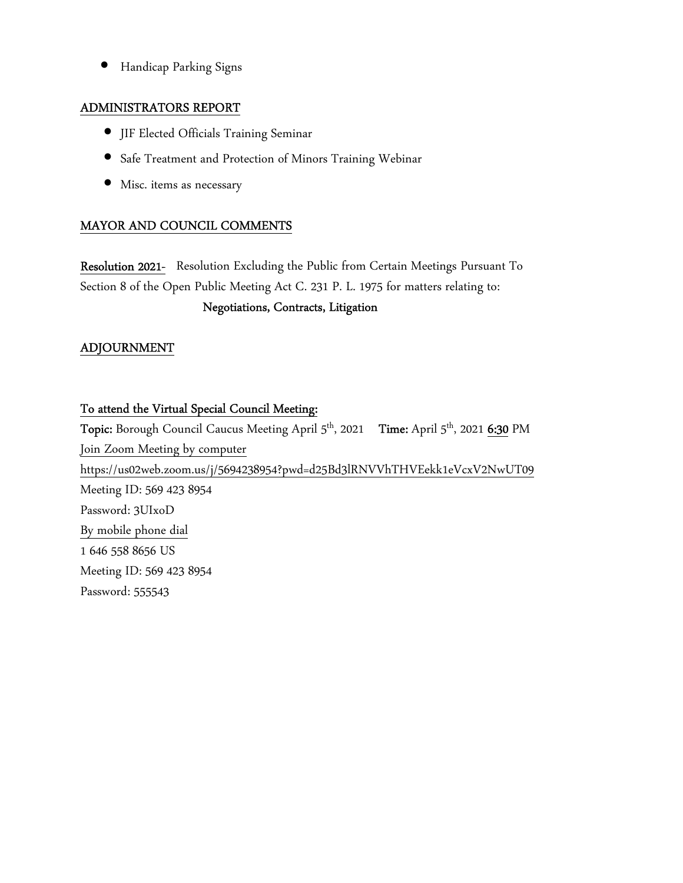- Handicap Parking Signs

ADMINISTRATORS REPORT

- JIF Elected Officials Training Seminar
- Safe Treatment and Protection of Minors Training Webinar
- Misc. items as necessary

MAYOR AND COUNCIL COMMENTS

**Resolution 2021-** Resolution Excluding the Public from Certain Meetings Pursuant To Section 8 of the Open Public Meeting Act C. 231 P. L. 1975 for matters relating to:

**Negotiations, Contracts, Litigation**

ADJOURNMENT

**To attend the Virtual Special Council Meeting:**

**Topic:** Borough Council Caucus Meeting April 5th, 2021 **Time:** April 5th, 2021 **6:30** PM

Join Zoom Meeting by computer

https://us02web.zoom.us/j/5694238954?pwd=d25Bd3lRNVVhTHVEekk1eVcxV2NwUT09

Meeting ID: 569 423 8954

Password: 3UIxoD

By mobile phone dial

1 646 558 8656 US

Meeting ID: 569 423 8954

Password: 555543